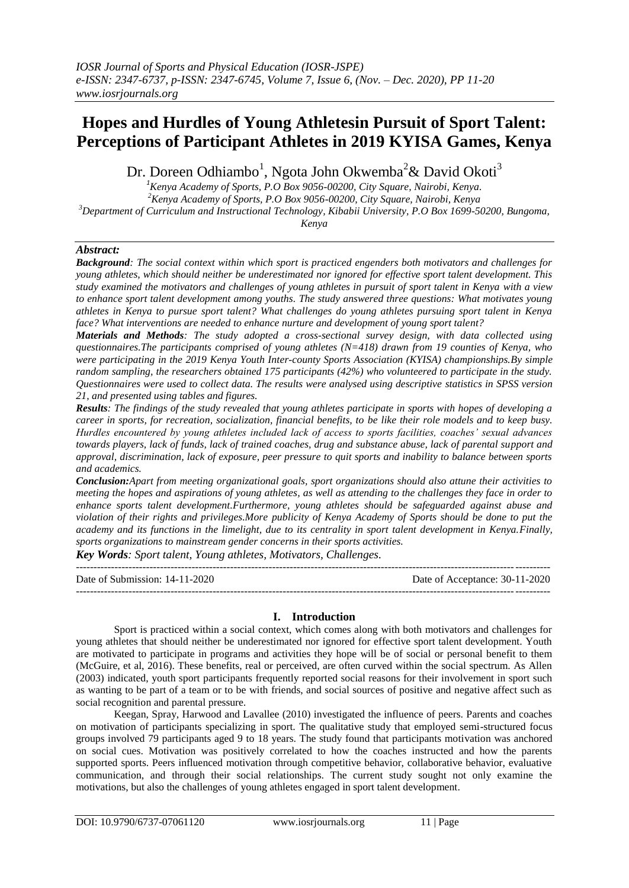# Hopes and Hurdles of Young Athletesin Pursuit of Sport Talent: Perceptions of Participant Athletes in 2019 KYISA Games, Kenya

Dr. Doreen Odhiambo[1], Ngota John Okwemba[2]& David Okoti[3]

[1]Kenya Academy of Sports, P.O Box 9056-00200, City Square, Nairobi, Kenya.
[2]Kenya Academy of Sports, P.O Box 9056-00200, City Square, Nairobi, Kenya
[3]Department of Curriculum and Instructional Technology, Kibabii University, P.O Box 1699-50200, Bungoma, Kenya

***Abstract:***

***Background**: The social context within which sport is practiced engenders both motivators and challenges for young athletes, which should neither be underestimated nor ignored for effective sport talent development. This study examined the motivators and challenges of young athletes in pursuit of sport talent in Kenya with a view to enhance sport talent development among youths. The study answered three questions: What motivates young athletes in Kenya to pursue sport talent? What challenges do young athletes pursuing sport talent in Kenya face? What interventions are needed to enhance nurture and development of young sport talent?*

***Materials and Methods**: The study adopted a cross-sectional survey design, with data collected using questionnaires.The participants comprised of young athletes (N=418) drawn from 19 counties of Kenya, who were participating in the 2019 Kenya Youth Inter-county Sports Association (KYISA) championships.By simple random sampling, the researchers obtained 175 participants (42%) who volunteered to participate in the study. Questionnaires were used to collect data. The results were analysed using descriptive statistics in SPSS version 21, and presented using tables and figures.*

***Results**: The findings of the study revealed that young athletes participate in sports with hopes of developing a career in sports, for recreation, socialization, financial benefits, to be like their role models and to keep busy. Hurdles encountered by young athletes included lack of access to sports facilities, coaches' sexual advances towards players, lack of funds, lack of trained coaches, drug and substance abuse, lack of parental support and approval, discrimination, lack of exposure, peer pressure to quit sports and inability to balance between sports and academics.*

***Conclusion:**Apart from meeting organizational goals, sport organizations should also attune their activities to meeting the hopes and aspirations of young athletes, as well as attending to the challenges they face in order to enhance sports talent development.Furthermore, young athletes should be safeguarded against abuse and violation of their rights and privileges.More publicity of Kenya Academy of Sports should be done to put the academy and its functions in the limelight, due to its centrality in sport talent development in Kenya.Finally, sports organizations to mainstream gender concerns in their sports activities.*

***Key Words**: Sport talent, Young athletes, Motivators, Challenges.*

---

Date of Submission: 14-11-2020 Date of Acceptance: 30-11-2020

---

## I. Introduction

Sport is practiced within a social context, which comes along with both motivators and challenges for young athletes that should neither be underestimated nor ignored for effective sport talent development. Youth are motivated to participate in programs and activities they hope will be of social or personal benefit to them (McGuire, et al, 2016). These benefits, real or perceived, are often curved within the social spectrum. As Allen (2003) indicated, youth sport participants frequently reported social reasons for their involvement in sport such as wanting to be part of a team or to be with friends, and social sources of positive and negative affect such as social recognition and parental pressure.

Keegan, Spray, Harwood and Lavallee (2010) investigated the influence of peers. Parents and coaches on motivation of participants specializing in sport. The qualitative study that employed semi-structured focus groups involved 79 participants aged 9 to 18 years. The study found that participants motivation was anchored on social cues. Motivation was positively correlated to how the coaches instructed and how the parents supported sports. Peers influenced motivation through competitive behavior, collaborative behavior, evaluative communication, and through their social relationships. The current study sought not only examine the motivations, but also the challenges of young athletes engaged in sport talent development.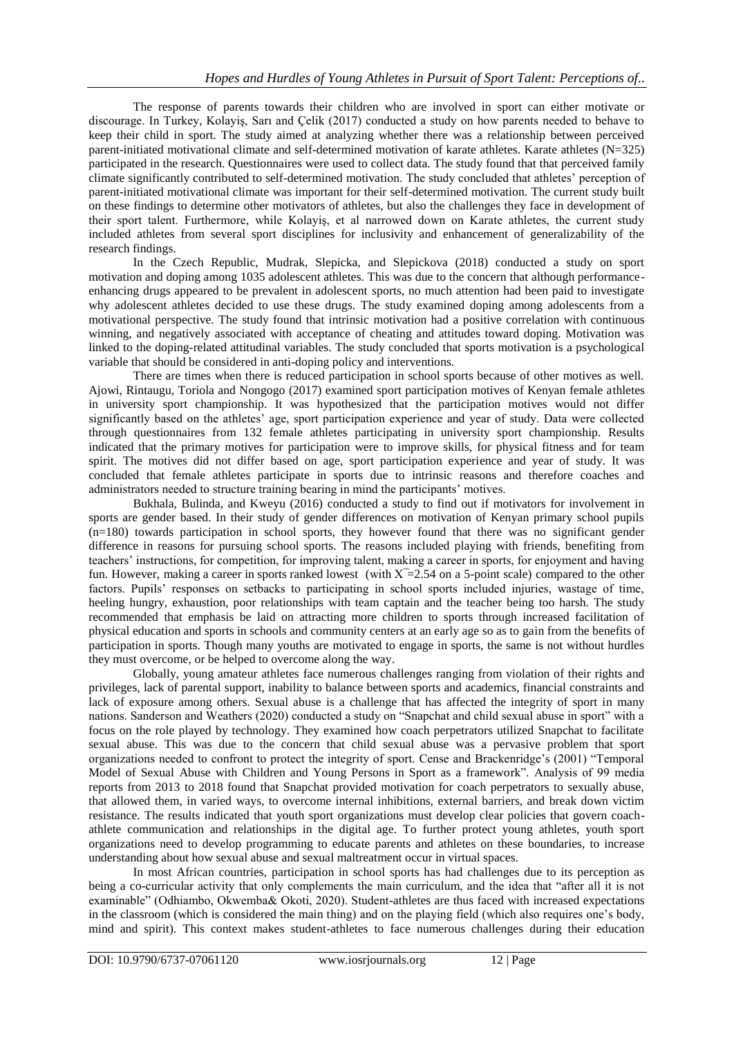The response of parents towards their children who are involved in sport can either motivate or discourage. In Turkey, Kolayiş, Sarı and Çelik (2017) conducted a study on how parents needed to behave to keep their child in sport. The study aimed at analyzing whether there was a relationship between perceived parent-initiated motivational climate and self-determined motivation of karate athletes. Karate athletes (N=325) participated in the research. Questionnaires were used to collect data. The study found that that perceived family climate significantly contributed to self-determined motivation. The study concluded that athletes' perception of parent-initiated motivational climate was important for their self-determined motivation. The current study built on these findings to determine other motivators of athletes, but also the challenges they face in development of their sport talent. Furthermore, while Kolayiş, et al narrowed down on Karate athletes, the current study included athletes from several sport disciplines for inclusivity and enhancement of generalizability of the research findings.

In the Czech Republic, Mudrak, Slepicka, and Slepickova (2018) conducted a study on sport motivation and doping among 1035 adolescent athletes. This was due to the concern that although performance-enhancing drugs appeared to be prevalent in adolescent sports, no much attention had been paid to investigate why adolescent athletes decided to use these drugs. The study examined doping among adolescents from a motivational perspective. The study found that intrinsic motivation had a positive correlation with continuous winning, and negatively associated with acceptance of cheating and attitudes toward doping. Motivation was linked to the doping-related attitudinal variables. The study concluded that sports motivation is a psychological variable that should be considered in anti-doping policy and interventions.

There are times when there is reduced participation in school sports because of other motives as well. Ajowi, Rintaugu, Toriola and Nongogo (2017) examined sport participation motives of Kenyan female athletes in university sport championship. It was hypothesized that the participation motives would not differ significantly based on the athletes' age, sport participation experience and year of study. Data were collected through questionnaires from 132 female athletes participating in university sport championship. Results indicated that the primary motives for participation were to improve skills, for physical fitness and for team spirit. The motives did not differ based on age, sport participation experience and year of study. It was concluded that female athletes participate in sports due to intrinsic reasons and therefore coaches and administrators needed to structure training bearing in mind the participants' motives.

Bukhala, Bulinda, and Kweyu (2016) conducted a study to find out if motivators for involvement in sports are gender based. In their study of gender differences on motivation of Kenyan primary school pupils (n=180) towards participation in school sports, they however found that there was no significant gender difference in reasons for pursuing school sports. The reasons included playing with friends, benefiting from teachers' instructions, for competition, for improving talent, making a career in sports, for enjoyment and having fun. However, making a career in sports ranked lowest (with $\bar{X}=2.54$ on a 5-point scale) compared to the other factors. Pupils' responses on setbacks to participating in school sports included injuries, wastage of time, heeling hungry, exhaustion, poor relationships with team captain and the teacher being too harsh. The study recommended that emphasis be laid on attracting more children to sports through increased facilitation of physical education and sports in schools and community centers at an early age so as to gain from the benefits of participation in sports. Though many youths are motivated to engage in sports, the same is not without hurdles they must overcome, or be helped to overcome along the way.

Globally, young amateur athletes face numerous challenges ranging from violation of their rights and privileges, lack of parental support, inability to balance between sports and academics, financial constraints and lack of exposure among others. Sexual abuse is a challenge that has affected the integrity of sport in many nations. Sanderson and Weathers (2020) conducted a study on "Snapchat and child sexual abuse in sport" with a focus on the role played by technology. They examined how coach perpetrators utilized Snapchat to facilitate sexual abuse. This was due to the concern that child sexual abuse was a pervasive problem that sport organizations needed to confront to protect the integrity of sport. Cense and Brackenridge's (2001) "Temporal Model of Sexual Abuse with Children and Young Persons in Sport as a framework". Analysis of 99 media reports from 2013 to 2018 found that Snapchat provided motivation for coach perpetrators to sexually abuse, that allowed them, in varied ways, to overcome internal inhibitions, external barriers, and break down victim resistance. The results indicated that youth sport organizations must develop clear policies that govern coach-athlete communication and relationships in the digital age. To further protect young athletes, youth sport organizations need to develop programming to educate parents and athletes on these boundaries, to increase understanding about how sexual abuse and sexual maltreatment occur in virtual spaces.

In most African countries, participation in school sports has had challenges due to its perception as being a co-curricular activity that only complements the main curriculum, and the idea that "after all it is not examinable" (Odhiambo, Okwemba& Okoti, 2020). Student-athletes are thus faced with increased expectations in the classroom (which is considered the main thing) and on the playing field (which also requires one's body, mind and spirit). This context makes student-athletes to face numerous challenges during their education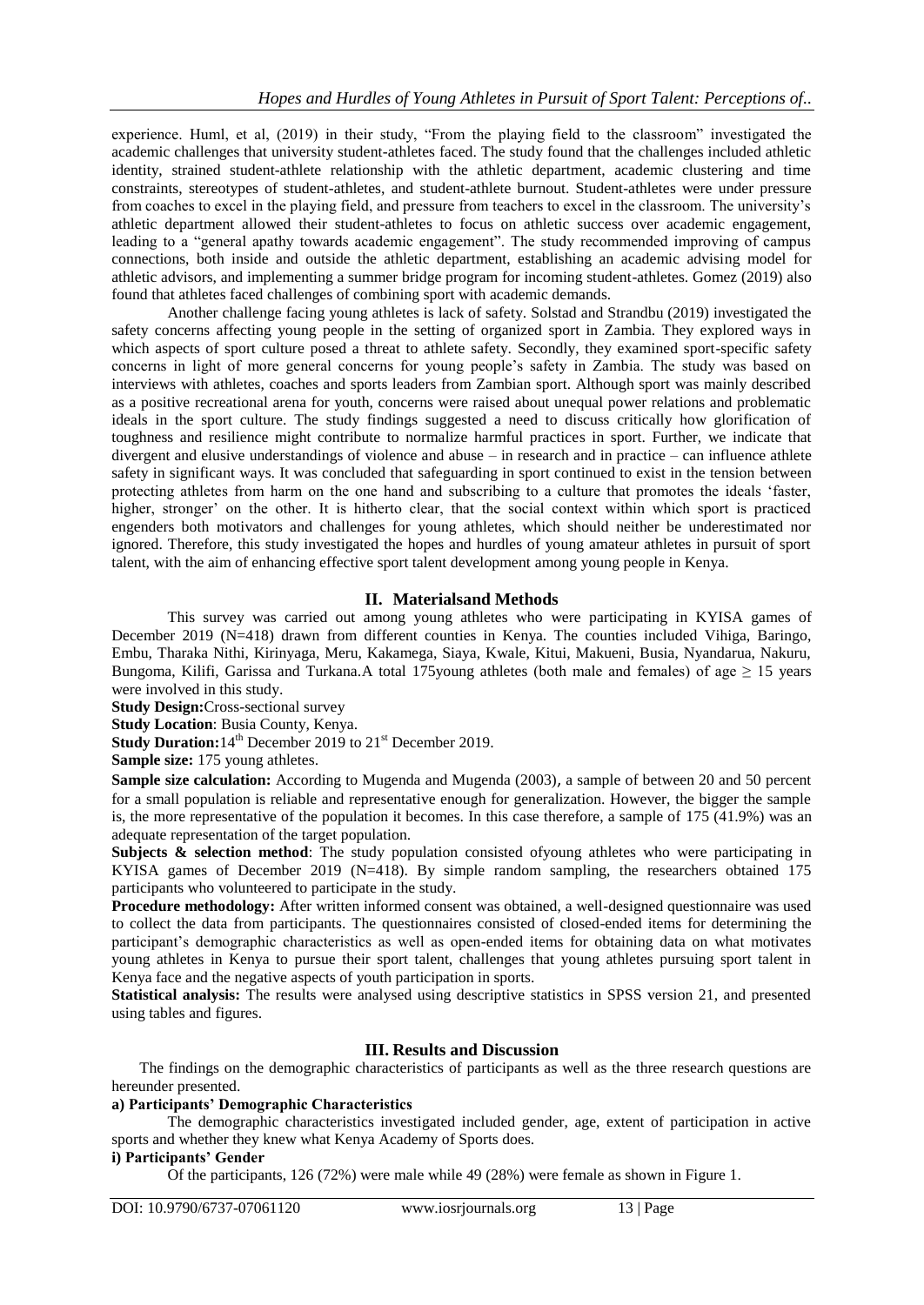experience. Huml, et al, (2019) in their study, "From the playing field to the classroom" investigated the academic challenges that university student-athletes faced. The study found that the challenges included athletic identity, strained student-athlete relationship with the athletic department, academic clustering and time constraints, stereotypes of student-athletes, and student-athlete burnout. Student-athletes were under pressure from coaches to excel in the playing field, and pressure from teachers to excel in the classroom. The university's athletic department allowed their student-athletes to focus on athletic success over academic engagement, leading to a "general apathy towards academic engagement". The study recommended improving of campus connections, both inside and outside the athletic department, establishing an academic advising model for athletic advisors, and implementing a summer bridge program for incoming student-athletes. Gomez (2019) also found that athletes faced challenges of combining sport with academic demands.

Another challenge facing young athletes is lack of safety. Solstad and Strandbu (2019) investigated the safety concerns affecting young people in the setting of organized sport in Zambia. They explored ways in which aspects of sport culture posed a threat to athlete safety. Secondly, they examined sport-specific safety concerns in light of more general concerns for young people's safety in Zambia. The study was based on interviews with athletes, coaches and sports leaders from Zambian sport. Although sport was mainly described as a positive recreational arena for youth, concerns were raised about unequal power relations and problematic ideals in the sport culture. The study findings suggested a need to discuss critically how glorification of toughness and resilience might contribute to normalize harmful practices in sport. Further, we indicate that divergent and elusive understandings of violence and abuse – in research and in practice – can influence athlete safety in significant ways. It was concluded that safeguarding in sport continued to exist in the tension between protecting athletes from harm on the one hand and subscribing to a culture that promotes the ideals 'faster, higher, stronger' on the other. It is hitherto clear, that the social context within which sport is practiced engenders both motivators and challenges for young athletes, which should neither be underestimated nor ignored. Therefore, this study investigated the hopes and hurdles of young amateur athletes in pursuit of sport talent, with the aim of enhancing effective sport talent development among young people in Kenya.

## II. Materialsand Methods

This survey was carried out among young athletes who were participating in KYISA games of December 2019 (N=418) drawn from different counties in Kenya. The counties included Vihiga, Baringo, Embu, Tharaka Nithi, Kirinyaga, Meru, Kakamega, Siaya, Kwale, Kitui, Makueni, Busia, Nyandarua, Nakuru, Bungoma, Kilifi, Garissa and Turkana.A total 175young athletes (both male and females) of age ≥ 15 years were involved in this study.

**Study Design:**Cross-sectional survey

**Study Location**: Busia County, Kenya.

**Study Duration:**14th December 2019 to 21st December 2019.

**Sample size:** 175 young athletes.

**Sample size calculation:** According to Mugenda and Mugenda (2003), a sample of between 20 and 50 percent for a small population is reliable and representative enough for generalization. However, the bigger the sample is, the more representative of the population it becomes. In this case therefore, a sample of 175 (41.9%) was an adequate representation of the target population.

**Subjects & selection method**: The study population consisted ofyoung athletes who were participating in KYISA games of December 2019 (N=418). By simple random sampling, the researchers obtained 175 participants who volunteered to participate in the study.

**Procedure methodology:** After written informed consent was obtained, a well-designed questionnaire was used to collect the data from participants. The questionnaires consisted of closed-ended items for determining the participant's demographic characteristics as well as open-ended items for obtaining data on what motivates young athletes in Kenya to pursue their sport talent, challenges that young athletes pursuing sport talent in Kenya face and the negative aspects of youth participation in sports.

**Statistical analysis:** The results were analysed using descriptive statistics in SPSS version 21, and presented using tables and figures.

## III. Results and Discussion

The findings on the demographic characteristics of participants as well as the three research questions are hereunder presented.

**a) Participants' Demographic Characteristics**

The demographic characteristics investigated included gender, age, extent of participation in active sports and whether they knew what Kenya Academy of Sports does.

**i) Participants' Gender**

Of the participants, 126 (72%) were male while 49 (28%) were female as shown in Figure 1.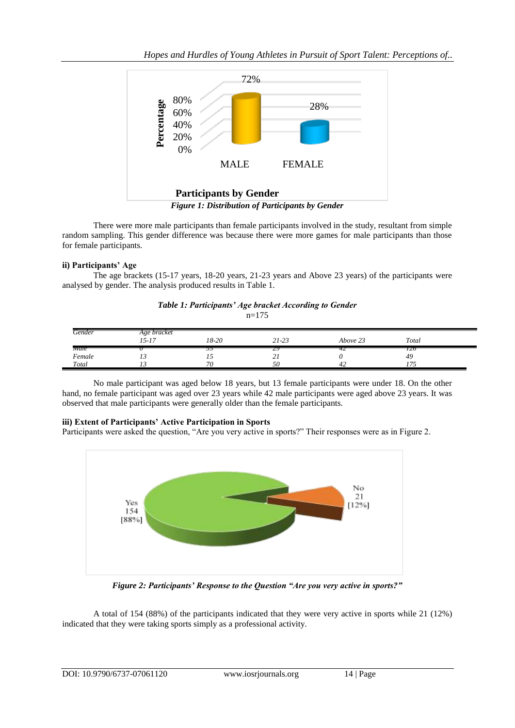Figure 1: *Distribution of Participants by Gender*

There were more male participants than female participants involved in the study, resultant from simple random sampling. This gender difference was because there were more games for male participants than those for female participants.

**ii) Participants' Age**

The age brackets (15-17 years, 18-20 years, 21-23 years and Above 23 years) of the participants were analysed by gender. The analysis produced results in Table 1.

***Table 1: Participants' Age bracket According to Gender***

n=175

| Gender | Age bracket 15-17 | 18-20 | 21-23 | Above 23 | Total |
|---|---|---|---|---|---|
| Male | 0 | 55 | 29 | 42 | 126 |
| Female | 13 | 15 | 21 | 0 | 49 |
| Total | 13 | 70 | 50 | 42 | 175 |

No male participant was aged below 18 years, but 13 female participants were under 18. On the other hand, no female participant was aged over 23 years while 42 male participants were aged above 23 years. It was observed that male participants were generally older than the female participants.

**iii) Extent of Participants' Active Participation in Sports**

Participants were asked the question, "Are you very active in sports?" Their responses were as in Figure 2.

***Figure 2: Participants' Response to the Question "Are you very active in sports?"***

A total of 154 (88%) of the participants indicated that they were very active in sports while 21 (12%) indicated that they were taking sports simply as a professional activity.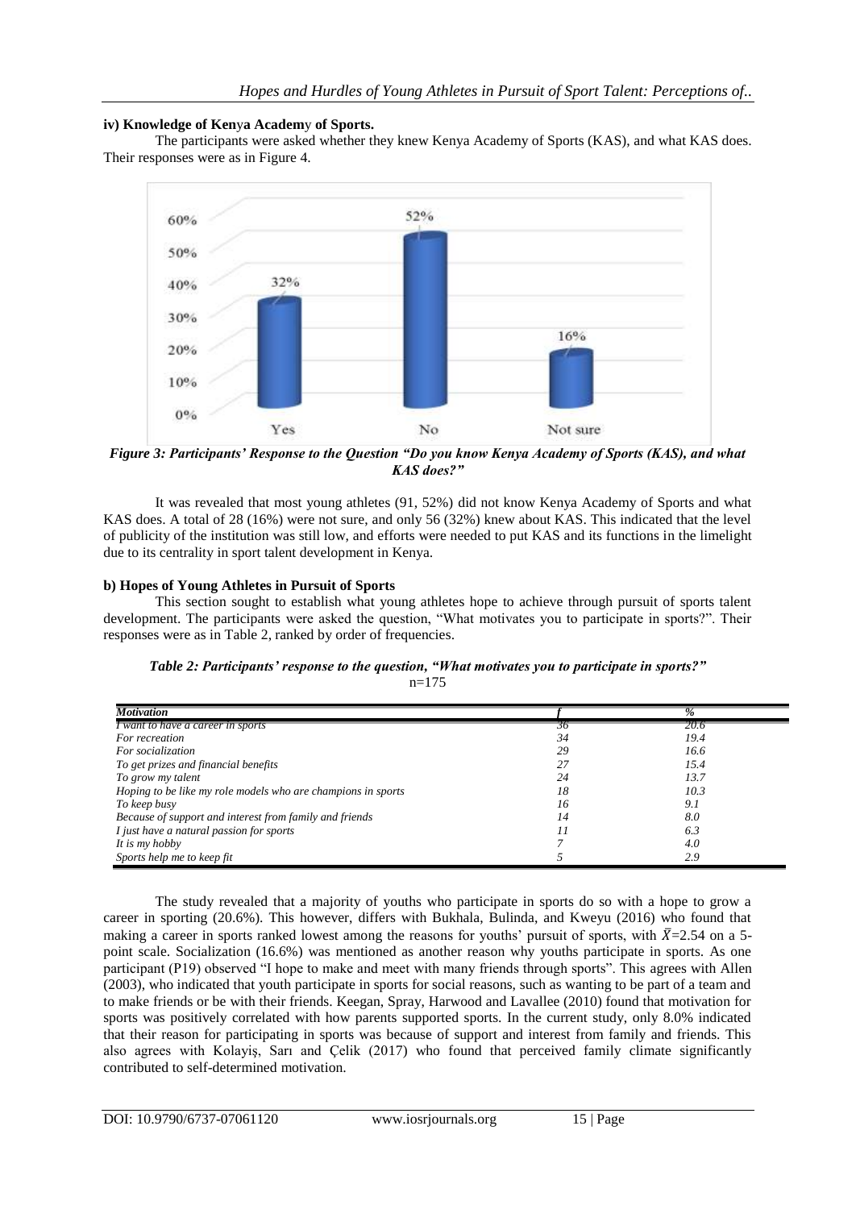#### iv) Knowledge of Kenya Academy of Sports.

The participants were asked whether they knew Kenya Academy of Sports (KAS), and what KAS does. Their responses were as in Figure 4.

*Figure 3: Participants' Response to the Question "Do you know Kenya Academy of Sports (KAS), and what KAS does?"*

It was revealed that most young athletes (91, 52%) did not know Kenya Academy of Sports and what KAS does. A total of 28 (16%) were not sure, and only 56 (32%) knew about KAS. This indicated that the level of publicity of the institution was still low, and efforts were needed to put KAS and its functions in the limelight due to its centrality in sport talent development in Kenya.

#### b) Hopes of Young Athletes in Pursuit of Sports

This section sought to establish what young athletes hope to achieve through pursuit of sports talent development. The participants were asked the question, "What motivates you to participate in sports?". Their responses were as in Table 2, ranked by order of frequencies.

*Table 2: Participants' response to the question, "What motivates you to participate in sports?"*
n=175

| *Motivation* | *f* | *%* |
|---|---|---|
| *I want to have a career in sports* | *36* | *20.6* |
| *For recreation* | *34* | *19.4* |
| *For socialization* | *29* | *16.6* |
| *To get prizes and financial benefits* | *27* | *15.4* |
| *To grow my talent* | *24* | *13.7* |
| *Hoping to be like my role models who are champions in sports* | *18* | *10.3* |
| *To keep busy* | *16* | *9.1* |
| *Because of support and interest from family and friends* | *14* | *8.0* |
| *I just have a natural passion for sports* | *11* | *6.3* |
| *It is my hobby* | *7* | *4.0* |
| *Sports help me to keep fit* | *5* | *2.9* |

The study revealed that a majority of youths who participate in sports do so with a hope to grow a career in sporting (20.6%). This however, differs with Bukhala, Bulinda, and Kweyu (2016) who found that making a career in sports ranked lowest among the reasons for youths' pursuit of sports, with $\bar{X}$=2.54 on a 5-point scale. Socialization (16.6%) was mentioned as another reason why youths participate in sports. As one participant (P19) observed "I hope to make and meet with many friends through sports". This agrees with Allen (2003), who indicated that youth participate in sports for social reasons, such as wanting to be part of a team and to make friends or be with their friends. Keegan, Spray, Harwood and Lavallee (2010) found that motivation for sports was positively correlated with how parents supported sports. In the current study, only 8.0% indicated that their reason for participating in sports was because of support and interest from family and friends. This also agrees with Kolayiş, Sarı and Çelik (2017) who found that perceived family climate significantly contributed to self-determined motivation.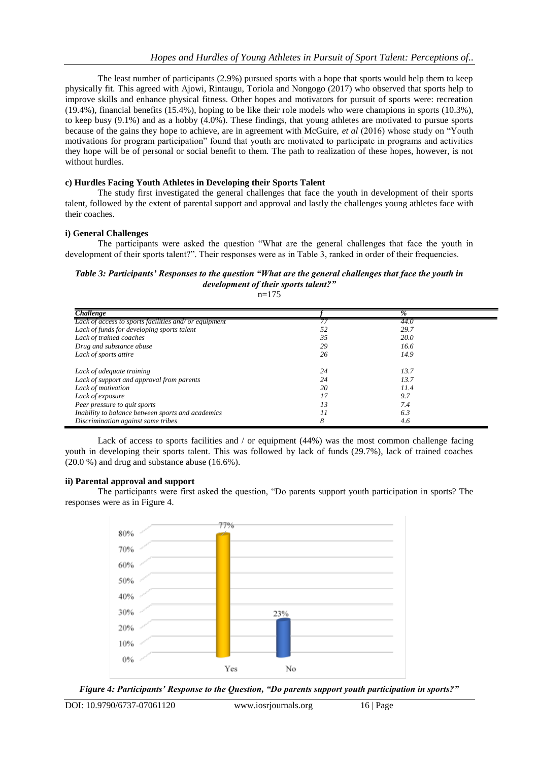The least number of participants (2.9%) pursued sports with a hope that sports would help them to keep physically fit. This agreed with Ajowi, Rintaugu, Toriola and Nongogo (2017) who observed that sports help to improve skills and enhance physical fitness. Other hopes and motivators for pursuit of sports were: recreation (19.4%), financial benefits (15.4%), hoping to be like their role models who were champions in sports (10.3%), to keep busy (9.1%) and as a hobby (4.0%). These findings, that young athletes are motivated to pursue sports because of the gains they hope to achieve, are in agreement with McGuire, *et al* (2016) whose study on "Youth motivations for program participation" found that youth are motivated to participate in programs and activities they hope will be of personal or social benefit to them. The path to realization of these hopes, however, is not without hurdles.

### c) Hurdles Facing Youth Athletes in Developing their Sports Talent

The study first investigated the general challenges that face the youth in development of their sports talent, followed by the extent of parental support and approval and lastly the challenges young athletes face with their coaches.

#### i) General Challenges

The participants were asked the question "What are the general challenges that face the youth in development of their sports talent?". Their responses were as in Table 3, ranked in order of their frequencies.

***Table 3: Participants' Responses to the question "What are the general challenges that face the youth in development of their sports talent?"***

n=175

| *Challenge* | *f* | *%* |
|---|---|---|
| *Lack of access to sports facilities and/ or equipment* | *77* | *44.0* |
| *Lack of funds for developing sports talent* | *52* | *29.7* |
| *Lack of trained coaches* | *35* | *20.0* |
| *Drug and substance abuse* | *29* | *16.6* |
| *Lack of sports attire* | *26* | *14.9* |
| *Lack of adequate training* | *24* | *13.7* |
| *Lack of support and approval from parents* | *24* | *13.7* |
| *Lack of motivation* | *20* | *11.4* |
| *Lack of exposure* | *17* | *9.7* |
| *Peer pressure to quit sports* | *13* | *7.4* |
| *Inability to balance between sports and academics* | *11* | *6.3* |
| *Discrimination against some tribes* | *8* | *4.6* |

Lack of access to sports facilities and / or equipment (44%) was the most common challenge facing youth in developing their sports talent. This was followed by lack of funds (29.7%), lack of trained coaches (20.0 %) and drug and substance abuse (16.6%).

#### ii) Parental approval and support

The participants were first asked the question, "Do parents support youth participation in sports? The responses were as in Figure 4.

***Figure 4: Participants' Response to the Question, "Do parents support youth participation in sports?"***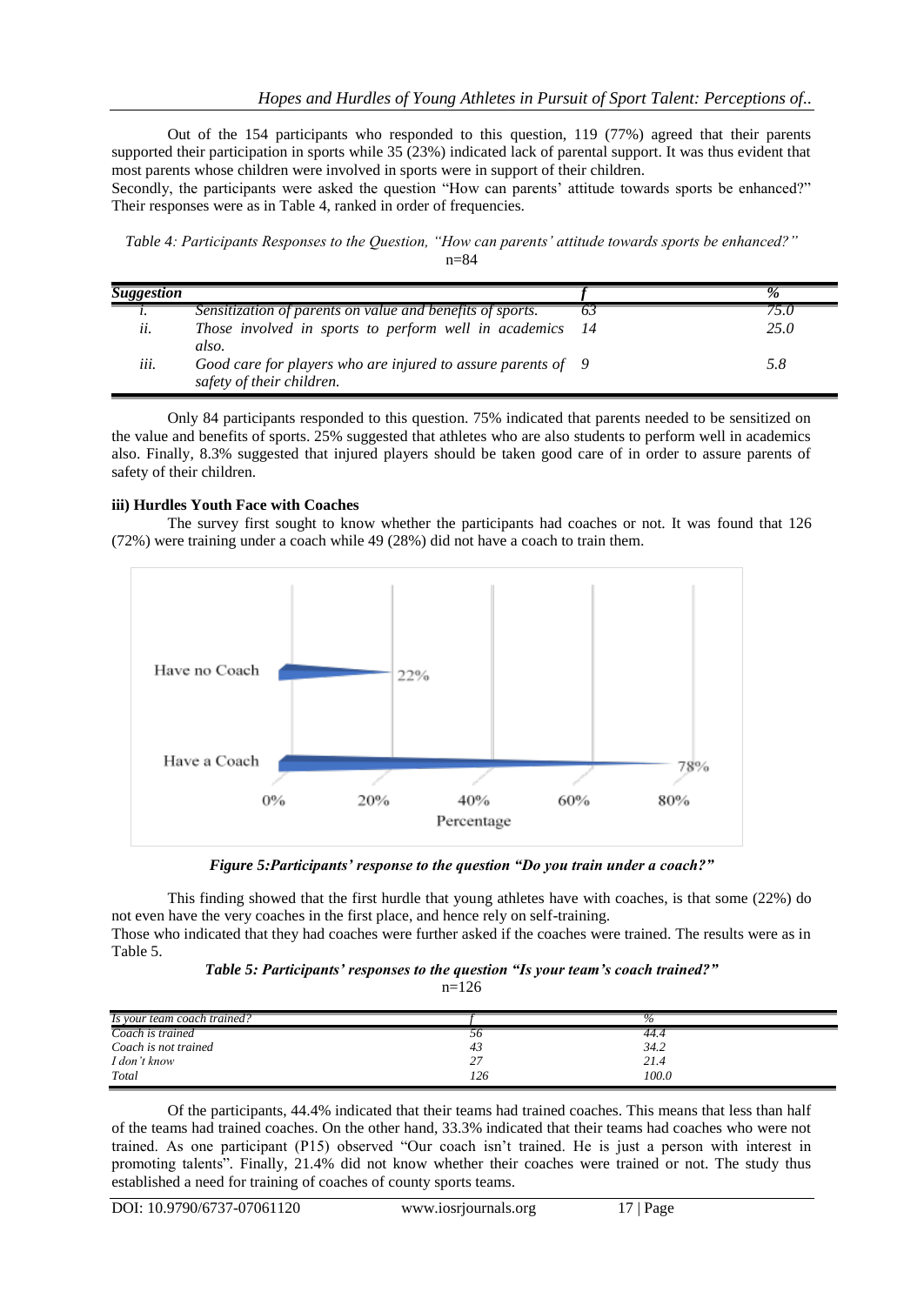Out of the 154 participants who responded to this question, 119 (77%) agreed that their parents supported their participation in sports while 35 (23%) indicated lack of parental support. It was thus evident that most parents whose children were involved in sports were in support of their children.

Secondly, the participants were asked the question "How can parents' attitude towards sports be enhanced?" Their responses were as in Table 4, ranked in order of frequencies.

*Table 4: Participants Responses to the Question, "How can parents' attitude towards sports be enhanced?"*
n=84

| ***Suggestion*** | | ***f*** | ***%*** |
|---|---|---|---|
| *i.* | *Sensitization of parents on value and benefits of sports.* | *63* | *75.0* |
| *ii.* | *Those involved in sports to perform well in academics also.* | *14* | *25.0* |
| *iii.* | *Good care for players who are injured to assure parents of safety of their children.* | *9* | *5.8* |

Only 84 participants responded to this question. 75% indicated that parents needed to be sensitized on the value and benefits of sports. 25% suggested that athletes who are also students to perform well in academics also. Finally, 8.3% suggested that injured players should be taken good care of in order to assure parents of safety of their children.

### iii) Hurdles Youth Face with Coaches

The survey first sought to know whether the participants had coaches or not. It was found that 126 (72%) were training under a coach while 49 (28%) did not have a coach to train them.

***Figure 5:Participants' response to the question "Do you train under a coach?"***

This finding showed that the first hurdle that young athletes have with coaches, is that some (22%) do not even have the very coaches in the first place, and hence rely on self-training.

Those who indicated that they had coaches were further asked if the coaches were trained. The results were as in Table 5.

***Table 5: Participants' responses to the question "Is your team's coach trained?"***
n=126

| *Is your team coach trained?* | *f* | *%* |
|---|---|---|
| *Coach is trained* | *56* | *44.4* |
| *Coach is not trained* | *43* | *34.2* |
| *I don't know* | *27* | *21.4* |
| *Total* | *126* | *100.0* |

Of the participants, 44.4% indicated that their teams had trained coaches. This means that less than half of the teams had trained coaches. On the other hand, 33.3% indicated that their teams had coaches who were not trained. As one participant (P15) observed "Our coach isn't trained. He is just a person with interest in promoting talents". Finally, 21.4% did not know whether their coaches were trained or not. The study thus established a need for training of coaches of county sports teams.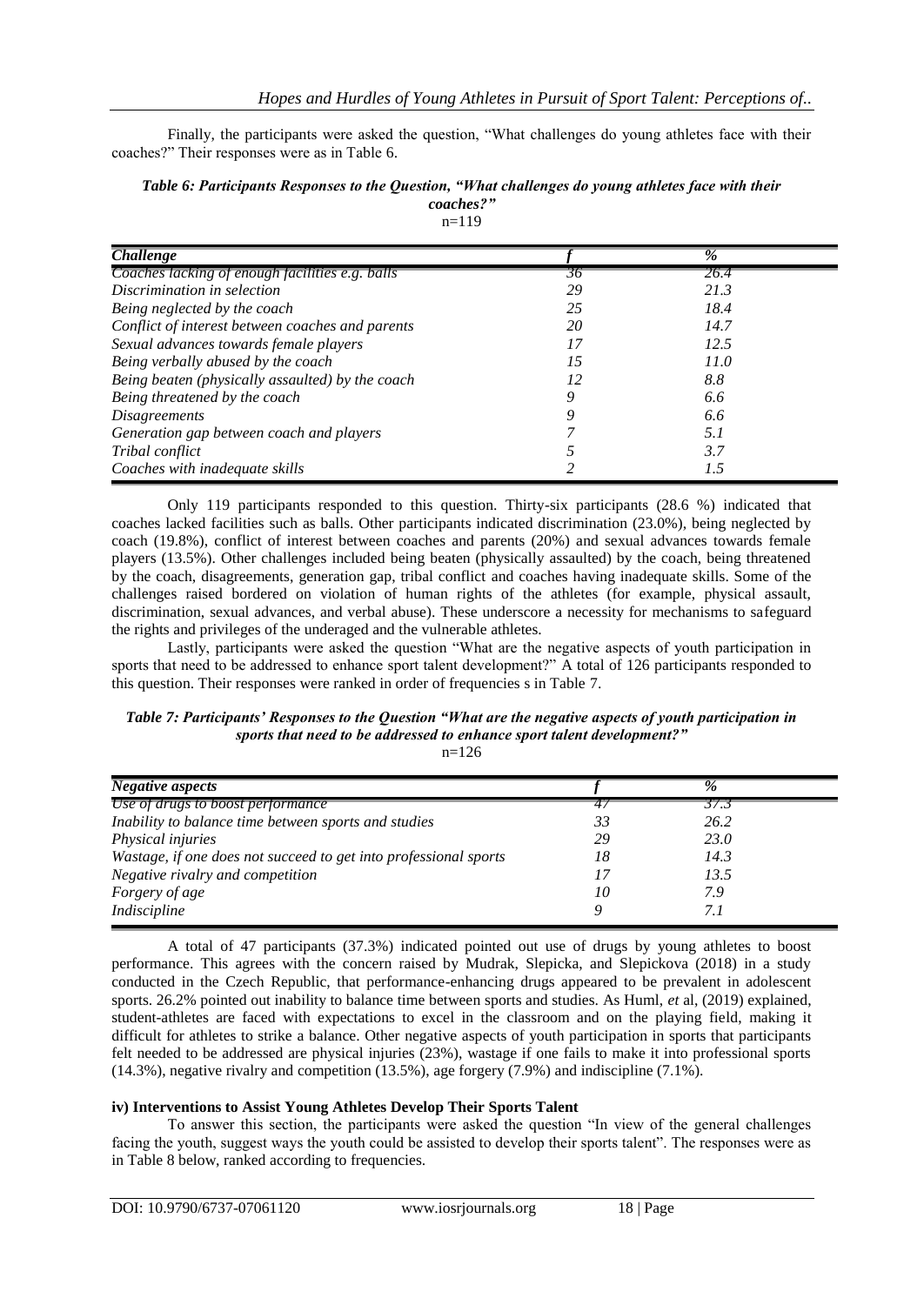Finally, the participants were asked the question, "What challenges do young athletes face with their coaches?" Their responses were as in Table 6.

***Table 6: Participants Responses to the Question, "What challenges do young athletes face with their coaches?"***

n=119

| *Challenge* | *f* | *%* |
|---|---|---|
| *Coaches lacking of enough facilities e.g. balls* | *36* | *26.4* |
| *Discrimination in selection* | *29* | *21.3* |
| *Being neglected by the coach* | *25* | *18.4* |
| *Conflict of interest between coaches and parents* | *20* | *14.7* |
| *Sexual advances towards female players* | *17* | *12.5* |
| *Being verbally abused by the coach* | *15* | *11.0* |
| *Being beaten (physically assaulted) by the coach* | *12* | *8.8* |
| *Being threatened by the coach* | *9* | *6.6* |
| *Disagreements* | *9* | *6.6* |
| *Generation gap between coach and players* | *7* | *5.1* |
| *Tribal conflict* | *5* | *3.7* |
| *Coaches with inadequate skills* | *2* | *1.5* |

Only 119 participants responded to this question. Thirty-six participants (28.6 %) indicated that coaches lacked facilities such as balls. Other participants indicated discrimination (23.0%), being neglected by coach (19.8%), conflict of interest between coaches and parents (20%) and sexual advances towards female players (13.5%). Other challenges included being beaten (physically assaulted) by the coach, being threatened by the coach, disagreements, generation gap, tribal conflict and coaches having inadequate skills. Some of the challenges raised bordered on violation of human rights of the athletes (for example, physical assault, discrimination, sexual advances, and verbal abuse). These underscore a necessity for mechanisms to safeguard the rights and privileges of the underaged and the vulnerable athletes.

Lastly, participants were asked the question "What are the negative aspects of youth participation in sports that need to be addressed to enhance sport talent development?" A total of 126 participants responded to this question. Their responses were ranked in order of frequencies s in Table 7.

***Table 7: Participants' Responses to the Question "What are the negative aspects of youth participation in sports that need to be addressed to enhance sport talent development?"***

n=126

| *Negative aspects* | *f* | *%* |
|---|---|---|
| *Use of drugs to boost performance* | *47* | *37.3* |
| *Inability to balance time between sports and studies* | *33* | *26.2* |
| *Physical injuries* | *29* | *23.0* |
| *Wastage, if one does not succeed to get into professional sports* | *18* | *14.3* |
| *Negative rivalry and competition* | *17* | *13.5* |
| *Forgery of age* | *10* | *7.9* |
| *Indiscipline* | *9* | *7.1* |

A total of 47 participants (37.3%) indicated pointed out use of drugs by young athletes to boost performance. This agrees with the concern raised by Mudrak, Slepicka, and Slepickova (2018) in a study conducted in the Czech Republic, that performance-enhancing drugs appeared to be prevalent in adolescent sports. 26.2% pointed out inability to balance time between sports and studies. As Huml, *et* al, (2019) explained, student-athletes are faced with expectations to excel in the classroom and on the playing field, making it difficult for athletes to strike a balance. Other negative aspects of youth participation in sports that participants felt needed to be addressed are physical injuries (23%), wastage if one fails to make it into professional sports (14.3%), negative rivalry and competition (13.5%), age forgery (7.9%) and indiscipline (7.1%).

#### iv) Interventions to Assist Young Athletes Develop Their Sports Talent

To answer this section, the participants were asked the question "In view of the general challenges facing the youth, suggest ways the youth could be assisted to develop their sports talent". The responses were as in Table 8 below, ranked according to frequencies.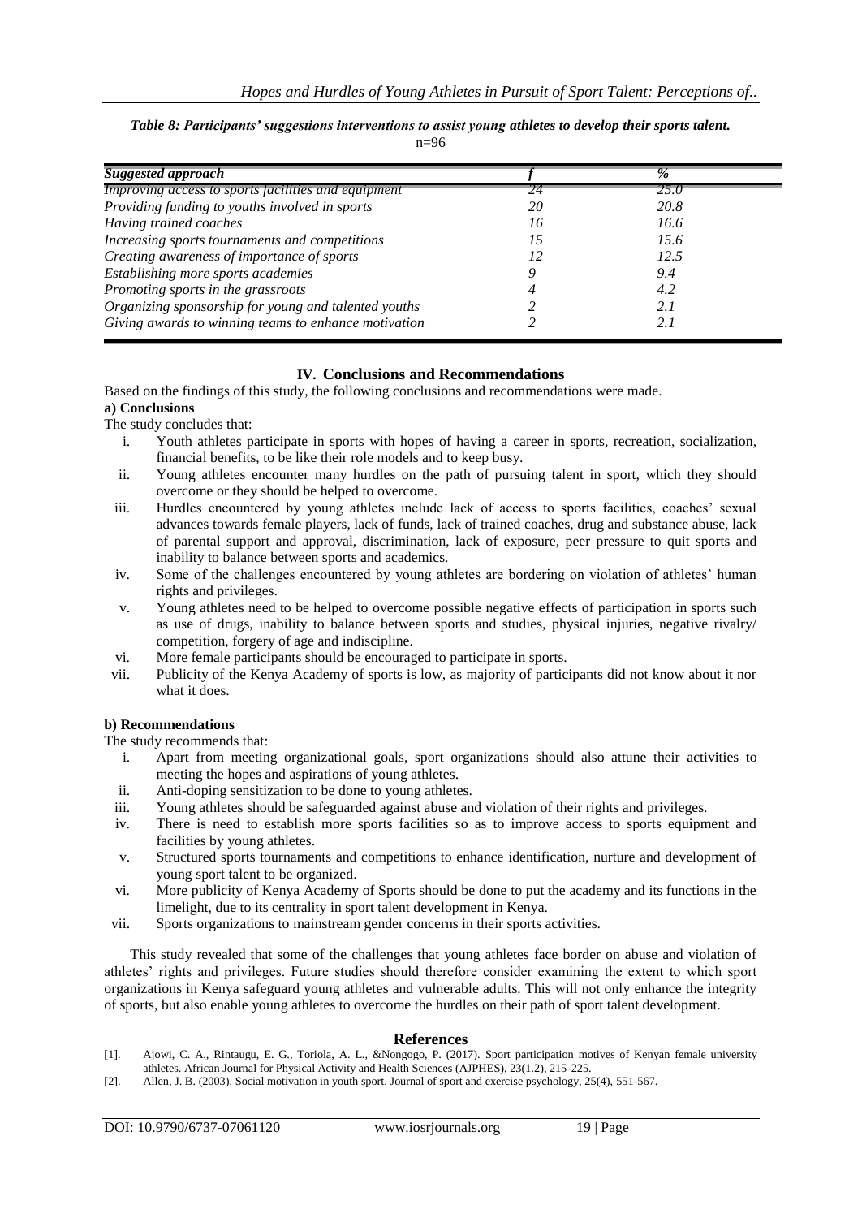*Table 8: Participants' suggestions interventions to assist young athletes to develop their sports talent.*

n=96

| *Suggested approach* | *f* | *%* |
|---|---|---|
| *Improving access to sports facilities and equipment* | *24* | *25.0* |
| *Providing funding to youths involved in sports* | *20* | *20.8* |
| *Having trained coaches* | *16* | *16.6* |
| *Increasing sports tournaments and competitions* | *15* | *15.6* |
| *Creating awareness of importance of sports* | *12* | *12.5* |
| *Establishing more sports academies* | *9* | *9.4* |
| *Promoting sports in the grassroots* | *4* | *4.2* |
| *Organizing sponsorship for young and talented youths* | *2* | *2.1* |
| *Giving awards to winning teams to enhance motivation* | *2* | *2.1* |

## IV. Conclusions and Recommendations

Based on the findings of this study, the following conclusions and recommendations were made.

### a) Conclusions

The study concludes that:

i. Youth athletes participate in sports with hopes of having a career in sports, recreation, socialization, financial benefits, to be like their role models and to keep busy.
ii. Young athletes encounter many hurdles on the path of pursuing talent in sport, which they should overcome or they should be helped to overcome.
iii. Hurdles encountered by young athletes include lack of access to sports facilities, coaches' sexual advances towards female players, lack of funds, lack of trained coaches, drug and substance abuse, lack of parental support and approval, discrimination, lack of exposure, peer pressure to quit sports and inability to balance between sports and academics.
iv. Some of the challenges encountered by young athletes are bordering on violation of athletes' human rights and privileges.
v. Young athletes need to be helped to overcome possible negative effects of participation in sports such as use of drugs, inability to balance between sports and studies, physical injuries, negative rivalry/ competition, forgery of age and indiscipline.
vi. More female participants should be encouraged to participate in sports.
vii. Publicity of the Kenya Academy of sports is low, as majority of participants did not know about it nor what it does.

### b) Recommendations

The study recommends that:

i. Apart from meeting organizational goals, sport organizations should also attune their activities to meeting the hopes and aspirations of young athletes.
ii. Anti-doping sensitization to be done to young athletes.
iii. Young athletes should be safeguarded against abuse and violation of their rights and privileges.
iv. There is need to establish more sports facilities so as to improve access to sports equipment and facilities by young athletes.
v. Structured sports tournaments and competitions to enhance identification, nurture and development of young sport talent to be organized.
vi. More publicity of Kenya Academy of Sports should be done to put the academy and its functions in the limelight, due to its centrality in sport talent development in Kenya.
vii. Sports organizations to mainstream gender concerns in their sports activities.

This study revealed that some of the challenges that young athletes face border on abuse and violation of athletes' rights and privileges. Future studies should therefore consider examining the extent to which sport organizations in Kenya safeguard young athletes and vulnerable adults. This will not only enhance the integrity of sports, but also enable young athletes to overcome the hurdles on their path of sport talent development.

## References

[1]. Ajowi, C. A., Rintaugu, E. G., Toriola, A. L., &Nongogo, P. (2017). Sport participation motives of Kenyan female university athletes. African Journal for Physical Activity and Health Sciences (AJPHES), 23(1.2), 215-225.

[2]. Allen, J. B. (2003). Social motivation in youth sport. Journal of sport and exercise psychology, 25(4), 551-567.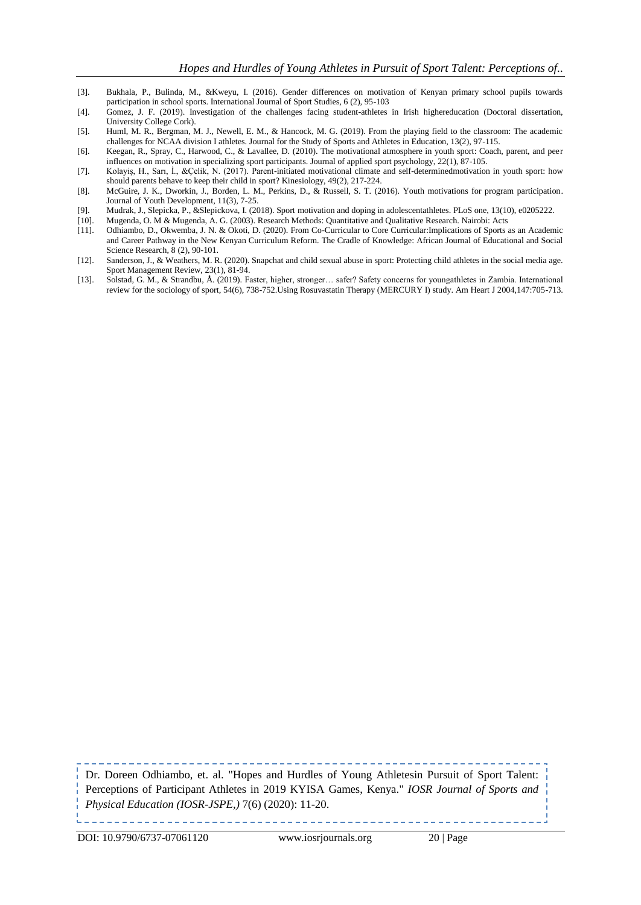[3]. Bukhala, P., Bulinda, M., &Kweyu, I. (2016). Gender differences on motivation of Kenyan primary school pupils towards participation in school sports. International Journal of Sport Studies, 6 (2), 95-103

[4]. Gomez, J. F. (2019). Investigation of the challenges facing student-athletes in Irish highereducation (Doctoral dissertation, University College Cork).

[5]. Huml, M. R., Bergman, M. J., Newell, E. M., & Hancock, M. G. (2019). From the playing field to the classroom: The academic challenges for NCAA division I athletes. Journal for the Study of Sports and Athletes in Education, 13(2), 97-115.

[6]. Keegan, R., Spray, C., Harwood, C., & Lavallee, D. (2010). The motivational atmosphere in youth sport: Coach, parent, and peer influences on motivation in specializing sport participants. Journal of applied sport psychology, 22(1), 87-105.

[7]. Kolayiş, H., Sarı, İ., &Çelik, N. (2017). Parent-initiated motivational climate and self-determinedmotivation in youth sport: how should parents behave to keep their child in sport? Kinesiology, 49(2), 217-224.

[8]. McGuire, J. K., Dworkin, J., Borden, L. M., Perkins, D., & Russell, S. T. (2016). Youth motivations for program participation. Journal of Youth Development, 11(3), 7-25.

[9]. Mudrak, J., Slepicka, P., &Slepickova, I. (2018). Sport motivation and doping in adolescentathletes. PLoS one, 13(10), e0205222.

[10]. Mugenda, O. M & Mugenda, A. G. (2003). Research Methods: Quantitative and Qualitative Research. Nairobi: Acts

[11]. Odhiambo, D., Okwemba, J. N. & Okoti, D. (2020). From Co-Curricular to Core Curricular:Implications of Sports as an Academic and Career Pathway in the New Kenyan Curriculum Reform. The Cradle of Knowledge: African Journal of Educational and Social Science Research, 8 (2), 90-101.

[12]. Sanderson, J., & Weathers, M. R. (2020). Snapchat and child sexual abuse in sport: Protecting child athletes in the social media age. Sport Management Review, 23(1), 81-94.

[13]. Solstad, G. M., & Strandbu, Å. (2019). Faster, higher, stronger… safer? Safety concerns for youngathletes in Zambia. International review for the sociology of sport, 54(6), 738-752.Using Rosuvastatin Therapy (MERCURY I) study. Am Heart J 2004,147:705-713.

Dr. Doreen Odhiambo, et. al. "Hopes and Hurdles of Young Athletesin Pursuit of Sport Talent: Perceptions of Participant Athletes in 2019 KYISA Games, Kenya." *IOSR Journal of Sports and Physical Education (IOSR-JSPE,)* 7(6) (2020): 11-20.